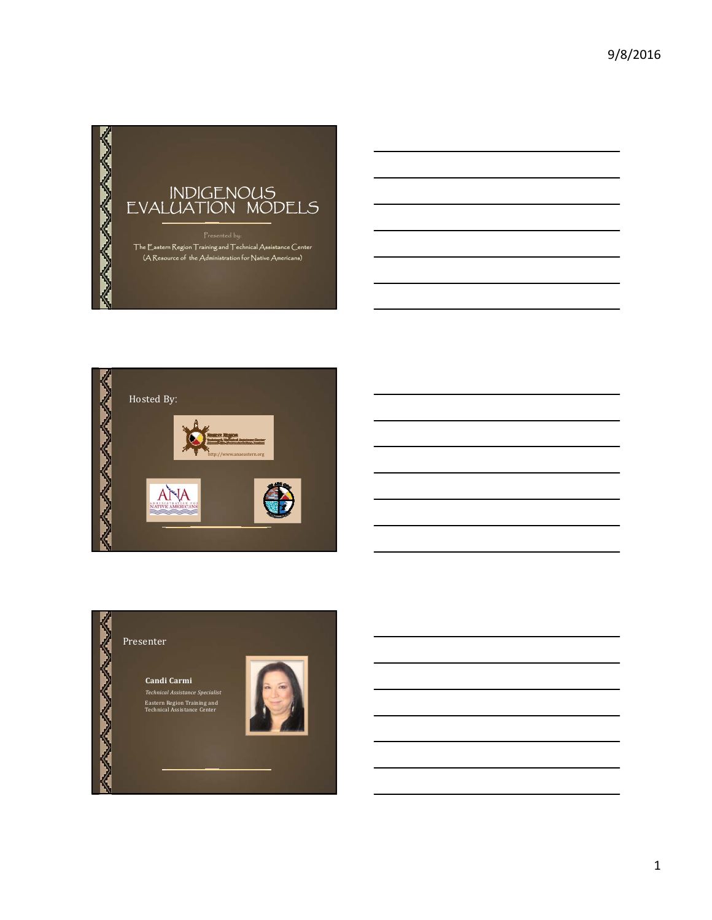# INDIGENOUS EVALUATION MODELS

Presented by:

The Eastern Region Training and Technical Assistance Center
(A Resource of the Administration for Native Americans)

---

Hosted By:

http://www.anaeastern.org

ANA ADMINISTRATION FOR NATIVE AMERICANS

---

Presenter

**Candi Carmi**

*Technical Assistance Specialist*

Eastern Region Training and Technical Assistance Center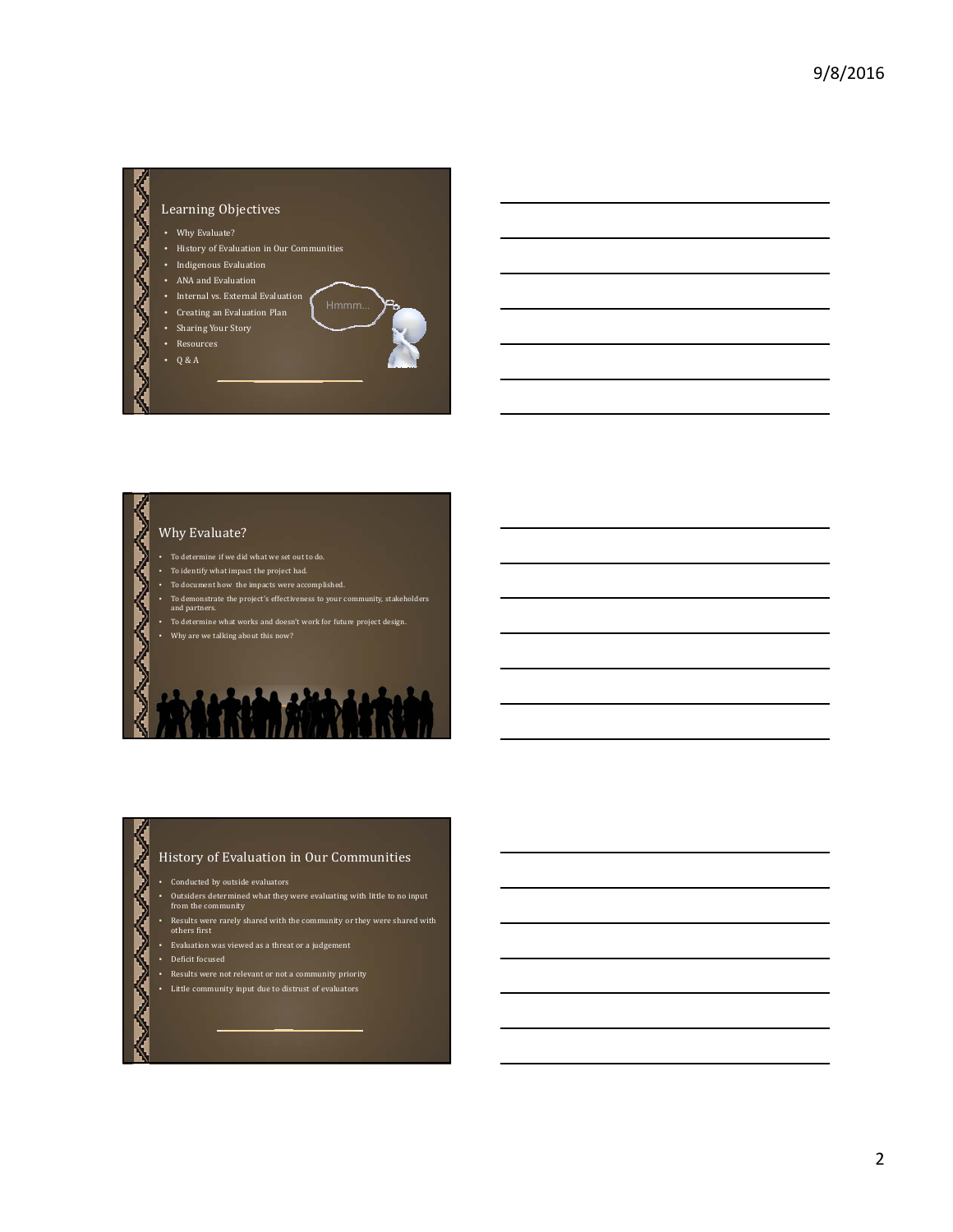## Learning Objectives

- Why Evaluate?
- History of Evaluation in Our Communities
- Indigenous Evaluation
- ANA and Evaluation
- Internal vs. External Evaluation
- Creating an Evaluation Plan
- Sharing Your Story
- Resources
- Q & A

Hmmm…

## Why Evaluate?

- To determine if we did what we set out to do.
- To identify what impact the project had.
- To document how the impacts were accomplished.
- To demonstrate the project's effectiveness to your community, stakeholders and partners.
- To determine what works and doesn't work for future project design.
- Why are we talking about this now?

## History of Evaluation in Our Communities

- Conducted by outside evaluators
- Outsiders determined what they were evaluating with little to no input from the community
- Results were rarely shared with the community or they were shared with others first
- Evaluation was viewed as a threat or a judgement
- Deficit focused
- Results were not relevant or not a community priority
- Little community input due to distrust of evaluators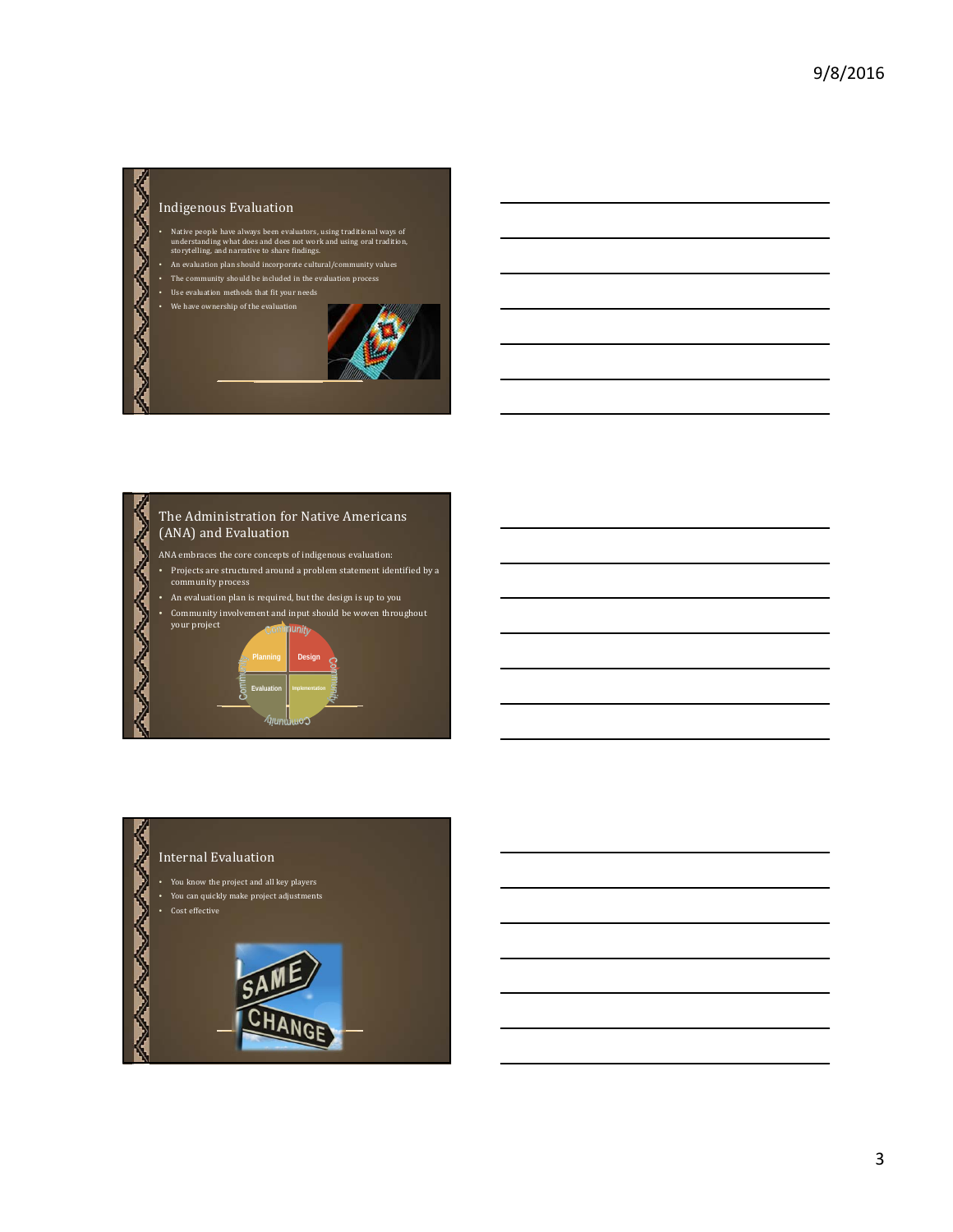## Indigenous Evaluation

- Native people have always been evaluators, using traditional ways of understanding what does and does not work and using oral tradition, storytelling, and narrative to share findings.
- An evaluation plan should incorporate cultural/community values
- The community should be included in the evaluation process
- Use evaluation methods that fit your needs
- We have ownership of the evaluation

## The Administration for Native Americans (ANA) and Evaluation

ANA embraces the core concepts of indigenous evaluation:

- Projects are structured around a problem statement identified by a community process
- An evaluation plan is required, but the design is up to you
- Community involvement and input should be woven throughout your project

Community

Planning | Design

Evaluation | Implementation

## Internal Evaluation

- You know the project and all key players
- You can quickly make project adjustments
- Cost effective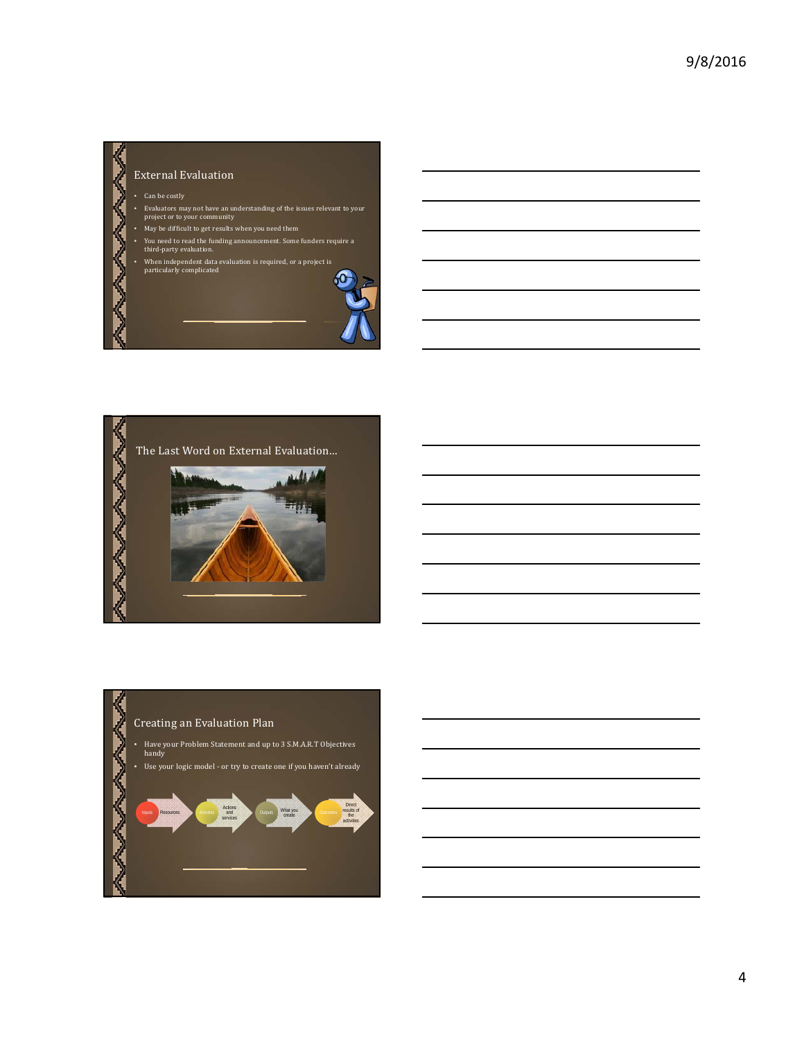## External Evaluation

- Can be costly
- Evaluators may not have an understanding of the issues relevant to your project or to your community
- May be difficult to get results when you need them
- You need to read the funding announcement. Some funders require a third-party evaluation.
- When independent data evaluation is required, or a project is particularly complicated

## The Last Word on External Evaluation…

## Creating an Evaluation Plan

- Have your Problem Statement and up to 3 S.M.A.R.T Objectives handy
- Use your logic model - or try to create one if you haven't already

Inputs – Resources → Activities – Actions and services → Outputs – What you create → Outcomes – Direct results of the activities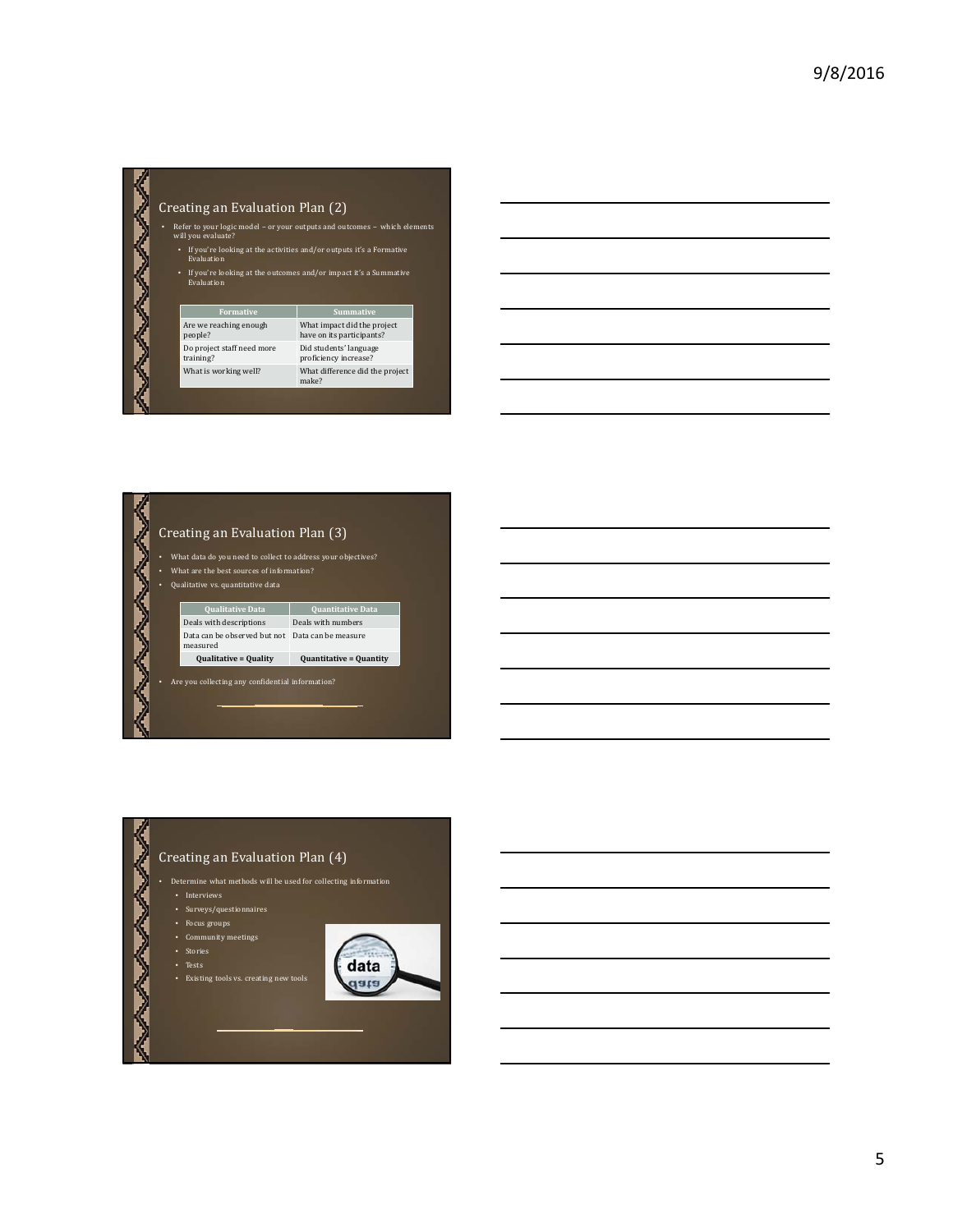## Creating an Evaluation Plan (2)

- Refer to your logic model – or your outputs and outcomes – which elements will you evaluate?
  - If you're looking at the activities and/or outputs it's a Formative Evaluation
  - If you're looking at the outcomes and/or impact it's a Summative Evaluation

| Formative | Summative |
|---|---|
| Are we reaching enough people? | What impact did the project have on its participants? |
| Do project staff need more training? | Did students' language proficiency increase? |
| What is working well? | What difference did the project make? |

## Creating an Evaluation Plan (3)

- What data do you need to collect to address your objectives?
- What are the best sources of information?
- Qualitative vs. quantitative data

| Qualitative Data | Quantitative Data |
|---|---|
| Deals with descriptions | Deals with numbers |
| Data can be observed but not measured | Data can be measure |
| **Qualitative = Quality** | **Quantitative = Quantity** |

- Are you collecting any confidential information?

## Creating an Evaluation Plan (4)

- Determine what methods will be used for collecting information
  - Interviews
  - Surveys/questionnaires
  - Focus groups
  - Community meetings
  - Stories
  - Tests
  - Existing tools vs. creating new tools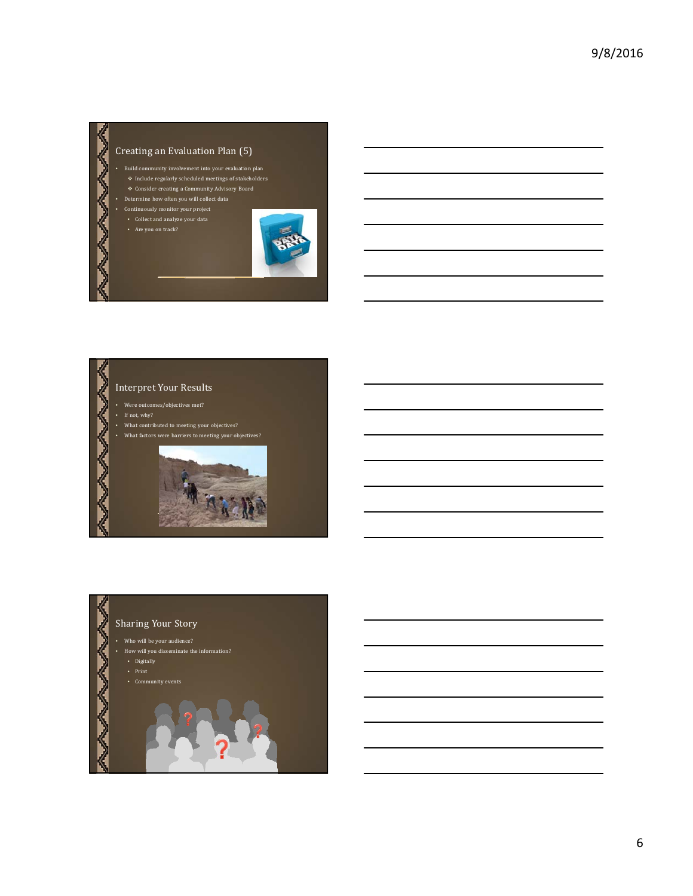## Creating an Evaluation Plan (5)

- Build community involvement into your evaluation plan
  - ❖ Include regularly scheduled meetings of stakeholders
  - ❖ Consider creating a Community Advisory Board
- Determine how often you will collect data
- Continuously monitor your project
  - Collect and analyze your data
  - Are you on track?

## Interpret Your Results

- Were outcomes/objectives met?
- If not, why?
- What contributed to meeting your objectives?
- What factors were barriers to meeting your objectives?

## Sharing Your Story

- Who will be your audience?
- How will you disseminate the information?
  - Digitally
  - Print
  - Community events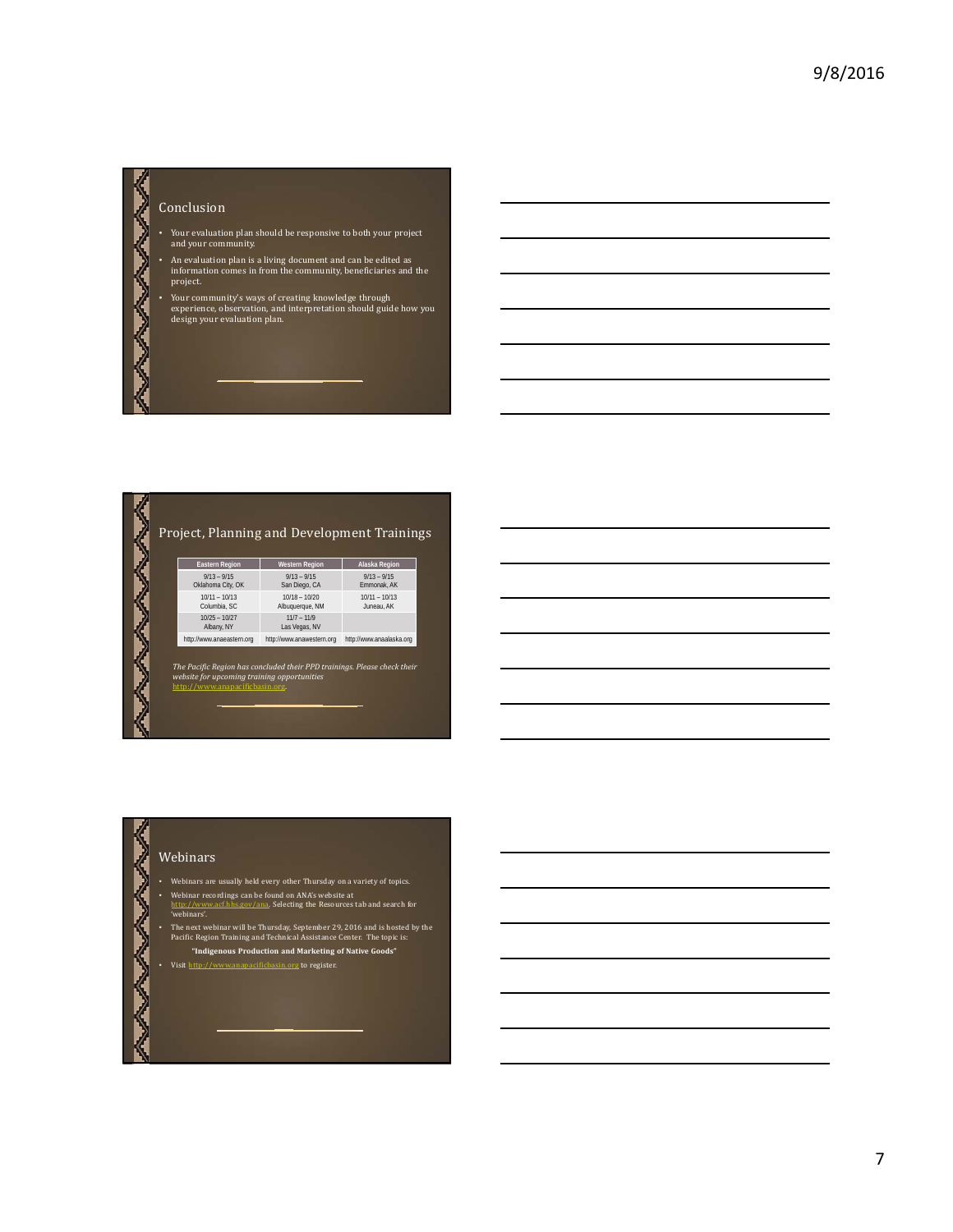## Conclusion

- Your evaluation plan should be responsive to both your project and your community.
- An evaluation plan is a living document and can be edited as information comes in from the community, beneficiaries and the project.
- Your community's ways of creating knowledge through experience, observation, and interpretation should guide how you design your evaluation plan.

## Project, Planning and Development Trainings

| Eastern Region | Western Region | Alaska Region |
|---|---|---|
| 9/13 – 9/15 Oklahoma City, OK | 9/13 – 9/15 San Diego, CA | 9/13 – 9/15 Emmonak, AK |
| 10/11 – 10/13 Columbia, SC | 10/18 – 10/20 Albuquerque, NM | 10/11 – 10/13 Juneau, AK |
| 10/25 – 10/27 Albany, NY | 11/7 – 11/9 Las Vegas, NV | |
| http://www.anaeastern.org | http://www.anawestern.org | http://www.anaalaska.org |

*The Pacific Region has concluded their PPD trainings. Please check their website for upcoming training opportunities* http://www.anapacificbasin.org.

## Webinars

- Webinars are usually held every other Thursday on a variety of topics.
- Webinar recordings can be found on ANA's website at http://www.acf.hhs.gov/ana. Selecting the Resources tab and search for 'webinars'.
- The next webinar will be Thursday, September 29, 2016 and is hosted by the Pacific Region Training and Technical Assistance Center. The topic is:

  **"Indigenous Production and Marketing of Native Goods"**

- Visit http://www.anapacificbasin.org to register.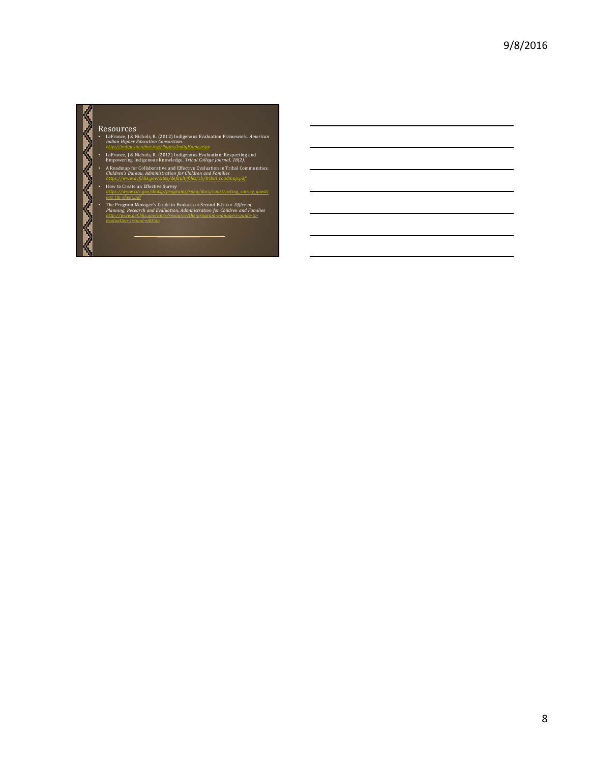## Resources

- LaFrance, J & Nichols, R. (2012) Indigenous Evaluation Framework. *American Indian Higher Education Consortium.* *http://indigeval.aihec.org/Pages/IndigHome.aspx*
- LaFrance, J & Nichols, R. (2012) Indigenous Evaluation: Respecting and Empowering Indigenous Knowledge. *Tribal College Journal, 18(2).*
- A Roadmap for Collaborative and Effective Evaluation in Tribal Communities. *Children's Bureau, Administration for Children and Families* *https://www.acf.hhs.gov/sites/default/files/cb/tribal_roadmap.pdf*
- How to Create an Effective Survey *https://www.cdc.gov/dhdsp/programs/spha/docs/constructing_survey_questions_tip_sheet.pdf*
- The Program Manager's Guide to Evaluation Second Edition. *Office of Planning, Research and Evaluation, Administration for Children and Families* *http://www.acf.hhs.gov/opre/resource/the-program-managers-guide-to-evaluation-second-edition*